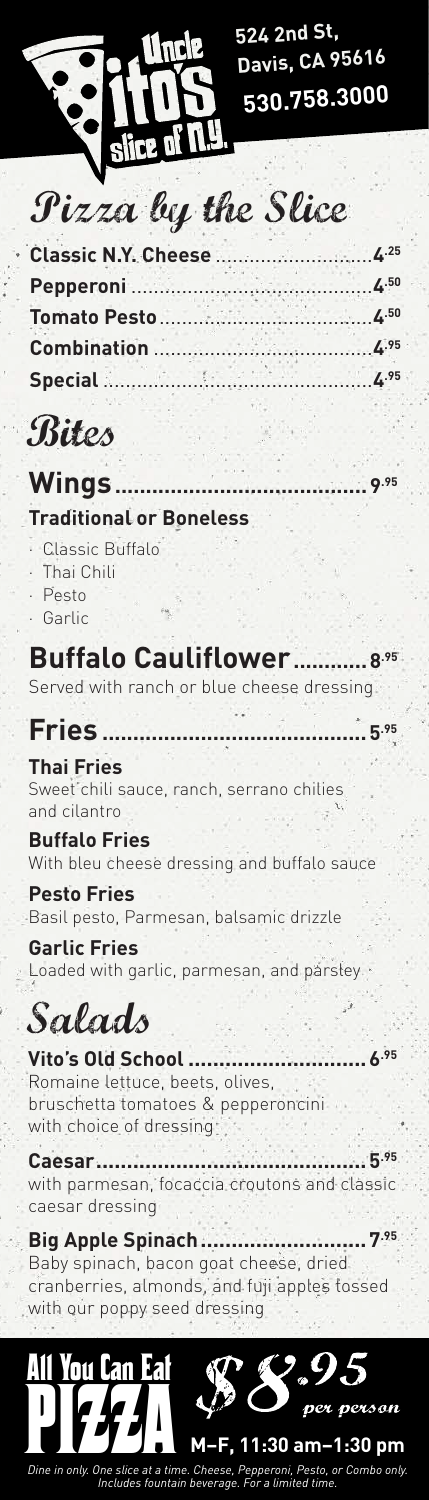# Uncle Vito's slice of N.Y.

524 2nd St,
Davis, CA 95616
530.758.3000

## Pizza by the Slice

- **Classic N.Y. Cheese** ........................ 4.25
- **Pepperoni** ........................ 4.50
- **Tomato Pesto** ........................ 4.50
- **Combination** ........................ 4.95
- **Special** ........................ 4.95

## Bites

### Wings ........................ 9.95

**Traditional or Boneless**

- Classic Buffalo
- Thai Chili
- Pesto
- Garlic

### Buffalo Cauliflower ........................ 8.95

Served with ranch or blue cheese dressing

### Fries ........................ 5.95

**Thai Fries**
Sweet chili sauce, ranch, serrano chilies and cilantro

**Buffalo Fries**
With bleu cheese dressing and buffalo sauce

**Pesto Fries**
Basil pesto, Parmesan, balsamic drizzle

**Garlic Fries**
Loaded with garlic, parmesan, and parsley

## Salads

**Vito's Old School** ........................ 6.95
Romaine lettuce, beets, olives, bruschetta tomatoes & pepperoncini with choice of dressing

**Caesar** ........................ 5.95
with parmesan, focaccia croutons and classic caesar dressing

**Big Apple Spinach** ........................ 7.95
Baby spinach, bacon goat cheese, dried cranberries, almonds, and fuji apples tossed with our poppy seed dressing

## All You Can Eat PIZZA $8.95 *per person*

**M–F, 11:30 am–1:30 pm**

*Dine in only. One slice at a time. Cheese, Pepperoni, Pesto, or Combo only. Includes fountain beverage. For a limited time.*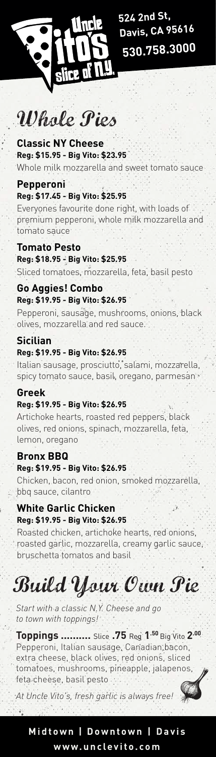Uncle Vito's slice of N.Y.

524 2nd St,
Davis, CA 95616
530.758.3000

# Whole Pies

**Classic NY Cheese**
**Reg: $15.95 - Big Vito: $23.95**
Whole milk mozzarella and sweet tomato sauce

**Pepperoni**
**Reg: $17.45 - Big Vito: $25.95**
Everyones favourite done right, with loads of premium pepperoni, whole milk mozzarella and tomato sauce

**Tomato Pesto**
**Reg: $18.95 - Big Vito: $25.95**
Sliced tomatoes, mozzarella, feta, basil pesto

**Go Aggies! Combo**
**Reg: $19.95 - Big Vito: $26.95**
Pepperoni, sausage, mushrooms, onions, black olives, mozzarella and red sauce.

**Sicilian**
**Reg: $19.95 - Big Vito: $26.95**
Italian sausage, prosciutto, salami, mozzarella, spicy tomato sauce, basil, oregano, parmesan

**Greek**
**Reg: $19.95 - Big Vito: $26.95**
Artichoke hearts, roasted red peppers, black olives, red onions, spinach, mozzarella, feta, lemon, oregano

**Bronx BBQ**
**Reg: $19.95 - Big Vito: $26.95**
Chicken, bacon, red onion, smoked mozzarella, bbq sauce, cilantro

**White Garlic Chicken**
**Reg: $19.95 - Big Vito: $26.95**
Roasted chicken, artichoke hearts, red onions, roasted garlic, mozzarella, creamy garlic sauce, bruschetta tomatos and basil

# Build Your Own Pie

*Start with a classic N.Y. Cheese and go to town with toppings!*

**Toppings ..........** Slice **.75** Reg **1.50** Big Vito **2.00**
Pepperoni, Italian sausage, Canadian bacon, extra cheese, black olives, red onions, sliced tomatoes, mushrooms, pineapple, jalapenos, feta cheese, basil pesto

*At Uncle Vito's, fresh garlic is always free!*

**Midtown | Downtown | Davis**
**www.unclevito.com**